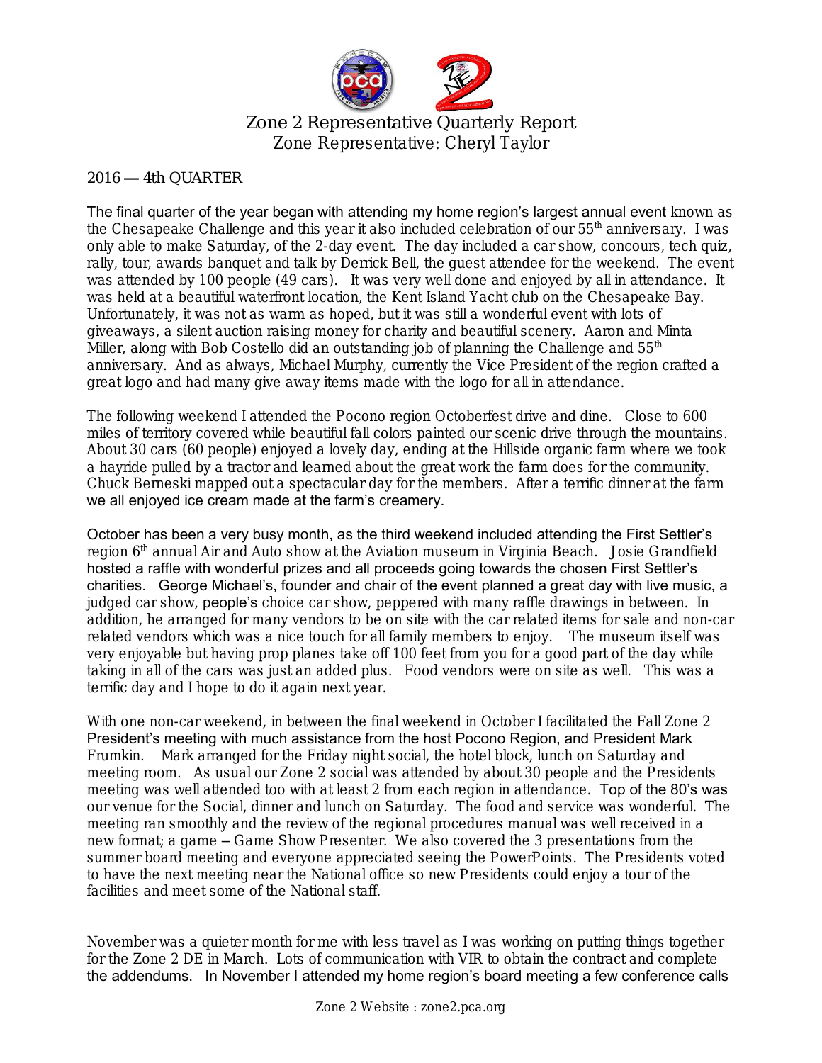# Zone 2 Representative Quarterly Report

Zone Representative: Cheryl Taylor

2016 — 4th QUARTER

The final quarter of the year began with attending my home region's largest annual event known as the Chesapeake Challenge and this year it also included celebration of our 55th anniversary. I was only able to make Saturday, of the 2-day event. The day included a car show, concours, tech quiz, rally, tour, awards banquet and talk by Derrick Bell, the guest attendee for the weekend. The event was attended by 100 people (49 cars). It was very well done and enjoyed by all in attendance. It was held at a beautiful waterfront location, the Kent Island Yacht club on the Chesapeake Bay. Unfortunately, it was not as warm as hoped, but it was still a wonderful event with lots of giveaways, a silent auction raising money for charity and beautiful scenery. Aaron and Minta Miller, along with Bob Costello did an outstanding job of planning the Challenge and 55th anniversary. And as always, Michael Murphy, currently the Vice President of the region crafted a great logo and had many give away items made with the logo for all in attendance.

The following weekend I attended the Pocono region Octoberfest drive and dine. Close to 600 miles of territory covered while beautiful fall colors painted our scenic drive through the mountains. About 30 cars (60 people) enjoyed a lovely day, ending at the Hillside organic farm where we took a hayride pulled by a tractor and learned about the great work the farm does for the community. Chuck Berneski mapped out a spectacular day for the members. After a terrific dinner at the farm we all enjoyed ice cream made at the farm's creamery.

October has been a very busy month, as the third weekend included attending the First Settler's region 6th annual Air and Auto show at the Aviation museum in Virginia Beach. Josie Grandfield hosted a raffle with wonderful prizes and all proceeds going towards the chosen First Settler's charities. George Michael's, founder and chair of the event planned a great day with live music, a judged car show, people's choice car show, peppered with many raffle drawings in between. In addition, he arranged for many vendors to be on site with the car related items for sale and non-car related vendors which was a nice touch for all family members to enjoy. The museum itself was very enjoyable but having prop planes take off 100 feet from you for a good part of the day while taking in all of the cars was just an added plus. Food vendors were on site as well. This was a terrific day and I hope to do it again next year.

With one non-car weekend, in between the final weekend in October I facilitated the Fall Zone 2 President's meeting with much assistance from the host Pocono Region, and President Mark Frumkin. Mark arranged for the Friday night social, the hotel block, lunch on Saturday and meeting room. As usual our Zone 2 social was attended by about 30 people and the Presidents meeting was well attended too with at least 2 from each region in attendance. Top of the 80's was our venue for the Social, dinner and lunch on Saturday. The food and service was wonderful. The meeting ran smoothly and the review of the regional procedures manual was well received in a new format; a game – Game Show Presenter. We also covered the 3 presentations from the summer board meeting and everyone appreciated seeing the PowerPoints. The Presidents voted to have the next meeting near the National office so new Presidents could enjoy a tour of the facilities and meet some of the National staff.

November was a quieter month for me with less travel as I was working on putting things together for the Zone 2 DE in March. Lots of communication with VIR to obtain the contract and complete the addendums. In November I attended my home region's board meeting a few conference calls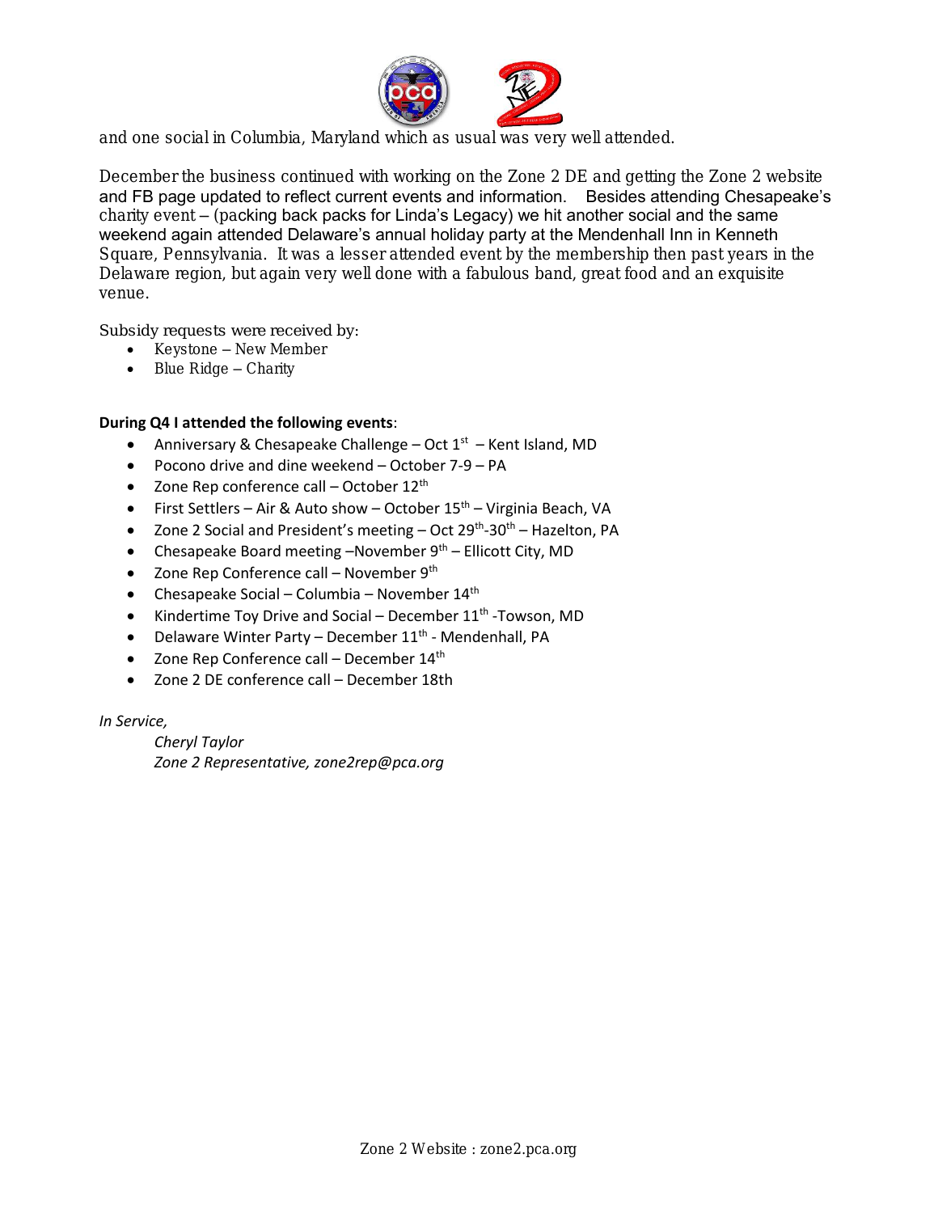and one social in Columbia, Maryland which as usual was very well attended.

December the business continued with working on the Zone 2 DE and getting the Zone 2 website and FB page updated to reflect current events and information. Besides attending Chesapeake's charity event – (packing back packs for Linda's Legacy) we hit another social and the same weekend again attended Delaware's annual holiday party at the Mendenhall Inn in Kenneth Square, Pennsylvania. It was a lesser attended event by the membership then past years in the Delaware region, but again very well done with a fabulous band, great food and an exquisite venue.

Subsidy requests were received by:

- Keystone – New Member
- Blue Ridge – Charity

**During Q4 I attended the following events**:

- Anniversary & Chesapeake Challenge – Oct 1st – Kent Island, MD
- Pocono drive and dine weekend – October 7-9 – PA
- Zone Rep conference call – October 12th
- First Settlers – Air & Auto show – October 15th – Virginia Beach, VA
- Zone 2 Social and President's meeting – Oct 29th-30th – Hazelton, PA
- Chesapeake Board meeting –November 9th – Ellicott City, MD
- Zone Rep Conference call – November 9th
- Chesapeake Social – Columbia – November 14th
- Kindertime Toy Drive and Social – December 11th -Towson, MD
- Delaware Winter Party – December 11th - Mendenhall, PA
- Zone Rep Conference call – December 14th
- Zone 2 DE conference call – December 18th

*In Service,*

*Cheryl Taylor*
*Zone 2 Representative, zone2rep@pca.org*

Zone 2 Website : zone2.pca.org